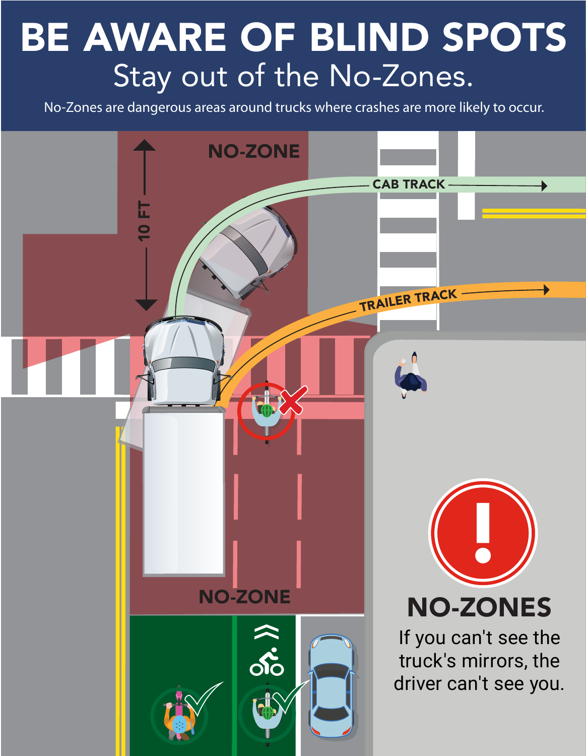# BE AWARE OF BLIND SPOTS

## Stay out of the No-Zones.

No-Zones are dangerous areas around trucks where crashes are more likely to occur.

NO-ZONE

10 FT

CAB TRACK

TRAILER TRACK

NO-ZONE

## NO-ZONES

If you can't see the truck's mirrors, the driver can't see you.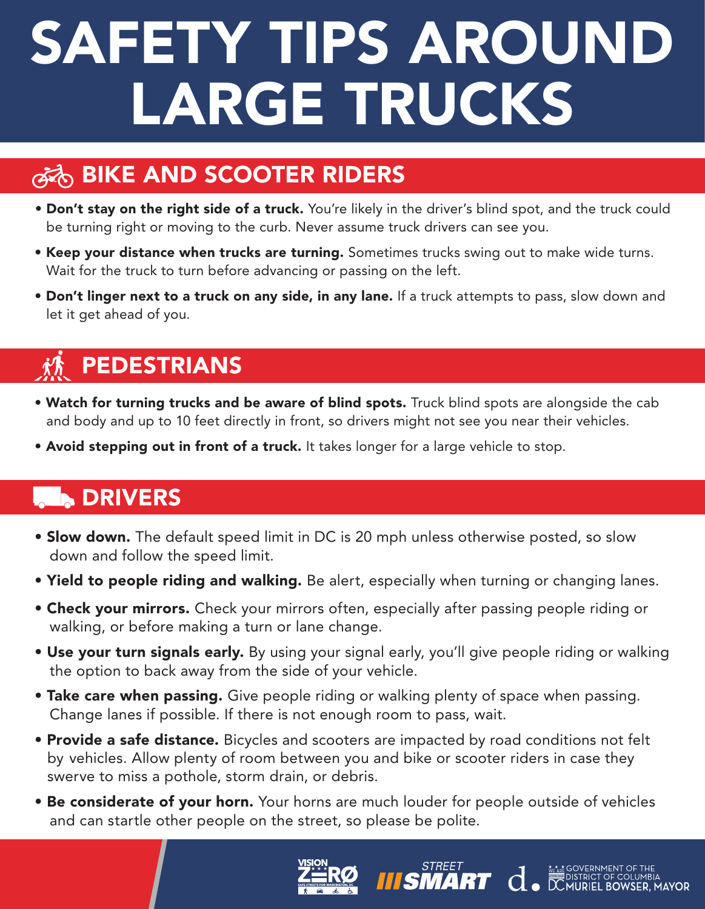# SAFETY TIPS AROUND LARGE TRUCKS

## BIKE AND SCOOTER RIDERS

- **Don't stay on the right side of a truck.** You're likely in the driver's blind spot, and the truck could be turning right or moving to the curb. Never assume truck drivers can see you.
- **Keep your distance when trucks are turning.** Sometimes trucks swing out to make wide turns. Wait for the truck to turn before advancing or passing on the left.
- **Don't linger next to a truck on any side, in any lane.** If a truck attempts to pass, slow down and let it get ahead of you.

## PEDESTRIANS

- **Watch for turning trucks and be aware of blind spots.** Truck blind spots are alongside the cab and body and up to 10 feet directly in front, so drivers might not see you near their vehicles.
- **Avoid stepping out in front of a truck.** It takes longer for a large vehicle to stop.

## DRIVERS

- **Slow down.** The default speed limit in DC is 20 mph unless otherwise posted, so slow down and follow the speed limit.
- **Yield to people riding and walking.** Be alert, especially when turning or changing lanes.
- **Check your mirrors.** Check your mirrors often, especially after passing people riding or walking, or before making a turn or lane change.
- **Use your turn signals early.** By using your signal early, you'll give people riding or walking the option to back away from the side of your vehicle.
- **Take care when passing.** Give people riding or walking plenty of space when passing. Change lanes if possible. If there is not enough room to pass, wait.
- **Provide a safe distance.** Bicycles and scooters are impacted by road conditions not felt by vehicles. Allow plenty of room between you and bike or scooter riders in case they swerve to miss a pothole, storm drain, or debris.
- **Be considerate of your horn.** Your horns are much louder for people outside of vehicles and can startle other people on the street, so please be polite.

VISION ZERO — SAFE STREETS FOR WASHINGTON, DC

STREET SMART

GOVERNMENT OF THE DISTRICT OF COLUMBIA
MURIEL BOWSER, MAYOR